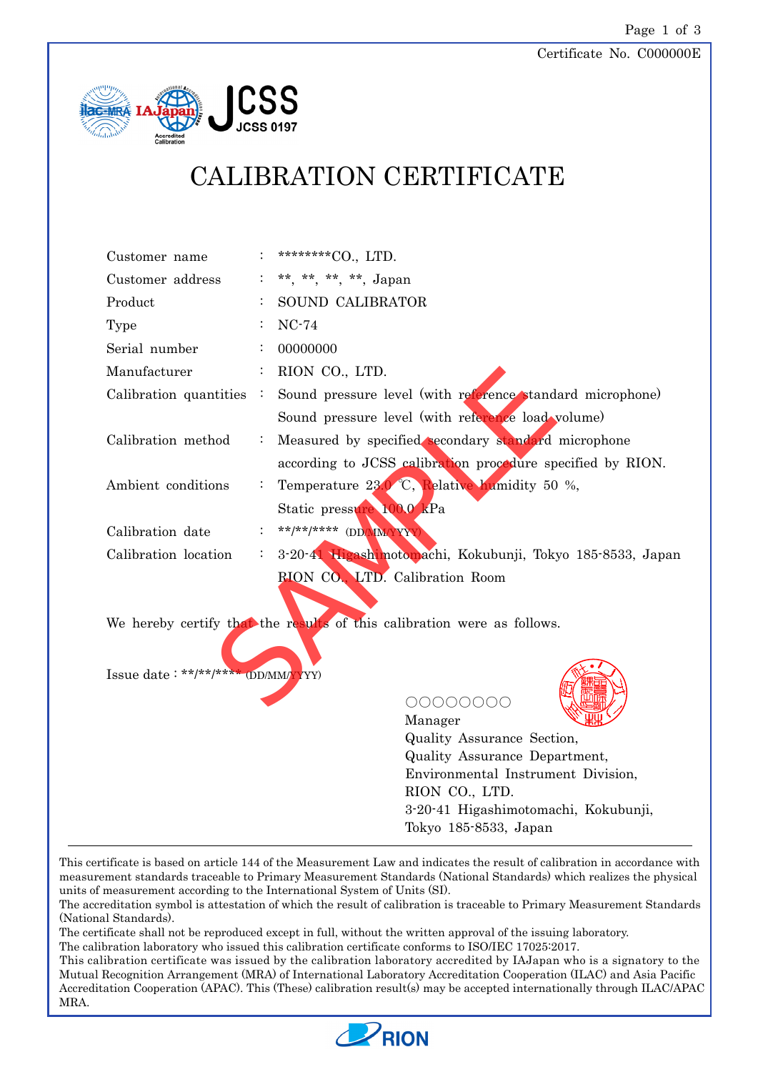Certificate No. C000000E

JCSS 0197

# CALIBRATION CERTIFICATE

| | | |
|---|---|---|
| Customer name | : | ********CO., LTD. |
| Customer address | : | **, **, **, **, Japan |
| Product | : | SOUND CALIBRATOR |
| Type | : | NC-74 |
| Serial number | : | 00000000 |
| Manufacturer | : | RION CO., LTD. |
| Calibration quantities | : | Sound pressure level (with reference standard microphone)<br>Sound pressure level (with reference load volume) |
| Calibration method | : | Measured by specified secondary standard microphone according to JCSS calibration procedure specified by RION. |
| Ambient conditions | : | Temperature 23.0 ℃, Relative humidity 50 %,<br>Static pressure 100.0 kPa |
| Calibration date | : | **/**/**** (DD/MM/YYYY) |
| Calibration location | : | 3-20-41 Higashimotomachi, Kokubunji, Tokyo 185-8533, Japan<br>RION CO., LTD. Calibration Room |

We hereby certify that the results of this calibration were as follows.

Issue date : **/**/**** (DD/MM/YYYY)

○○○○○○○○
Manager
Quality Assurance Section,
Quality Assurance Department,
Environmental Instrument Division,
RION CO., LTD.
3-20-41 Higashimotomachi, Kokubunji,
Tokyo 185-8533, Japan

---

This certificate is based on article 144 of the Measurement Law and indicates the result of calibration in accordance with measurement standards traceable to Primary Measurement Standards (National Standards) which realizes the physical units of measurement according to the International System of Units (SI).
The accreditation symbol is attestation of which the result of calibration is traceable to Primary Measurement Standards (National Standards).
The certificate shall not be reproduced except in full, without the written approval of the issuing laboratory.
The calibration laboratory who issued this calibration certificate conforms to ISO/IEC 17025:2017.
This calibration certificate was issued by the calibration laboratory accredited by IAJapan who is a signatory to the Mutual Recognition Arrangement (MRA) of International Laboratory Accreditation Cooperation (ILAC) and Asia Pacific Accreditation Cooperation (APAC). This (These) calibration result(s) may be accepted internationally through ILAC/APAC MRA.

RION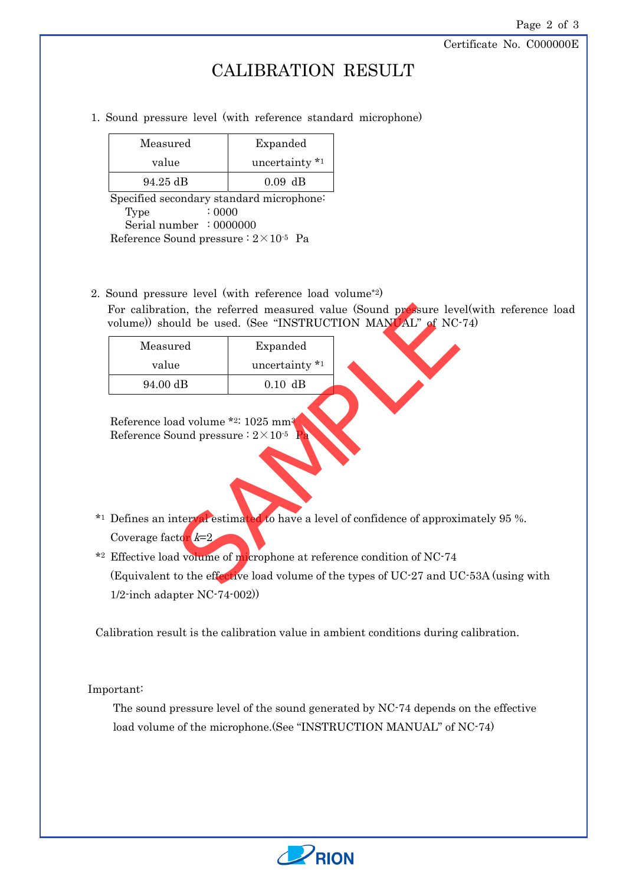Certificate No. C000000E

# CALIBRATION RESULT

1. Sound pressure level (with reference standard microphone)

| Measured value | Expanded uncertainty *1 |
|---|---|
| 94.25 dB | 0.09 dB |

Specified secondary standard microphone:
  Type : 0000
  Serial number : 0000000
Reference Sound pressure : $2\times10^{-5}$ Pa

2. Sound pressure level (with reference load volume*2)
   For calibration, the referred measured value (Sound pressure level(with reference load volume)) should be used. (See "INSTRUCTION MANUAL" of NC-74)

| Measured value | Expanded uncertainty *1 |
|---|---|
| 94.00 dB | 0.10 dB |

Reference load volume *2: 1025 $mm^3$
Reference Sound pressure : $2\times10^{-5}$ Pa

*1 Defines an interval estimated to have a level of confidence of approximately 95 %.
Coverage factor $k$=2

*2 Effective load volume of microphone at reference condition of NC-74
(Equivalent to the effective load volume of the types of UC-27 and UC-53A (using with 1/2-inch adapter NC-74-002))

Calibration result is the calibration value in ambient conditions during calibration.

Important:

The sound pressure level of the sound generated by NC-74 depends on the effective load volume of the microphone.(See "INSTRUCTION MANUAL" of NC-74)

SAMPLE

RION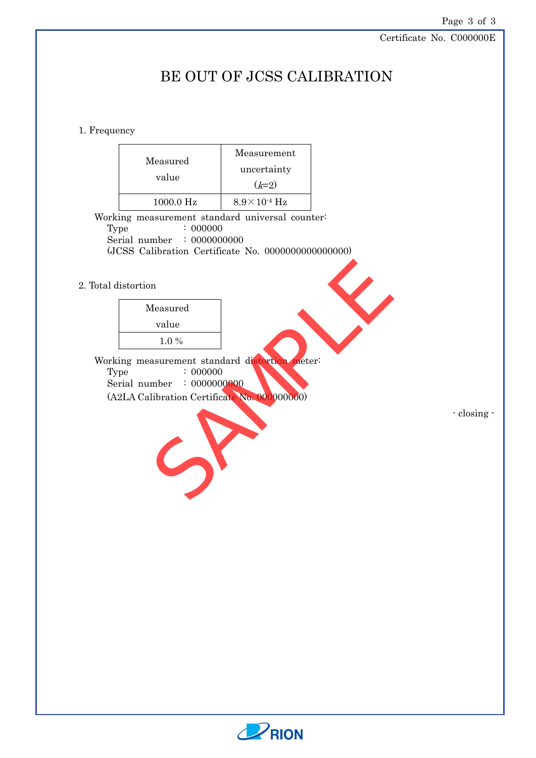Certificate No. C000000E

# BE OUT OF JCSS CALIBRATION

1. Frequency

| Measured value | Measurement uncertainty ($k$=2) |
|---|---|
| 1000.0 Hz | $8.9 \times 10^{-4}$ Hz |

Working measurement standard universal counter:
Type : 000000
Serial number : 0000000000
(JCSS Calibration Certificate No. 0000000000000000)

2. Total distortion

| Measured value |
|---|
| 1.0 % |

Working measurement standard distortion meter:
Type : 000000
Serial number : 0000000000
(A2LA Calibration Certificate No. 000000000)

- closing -

SAMPLE